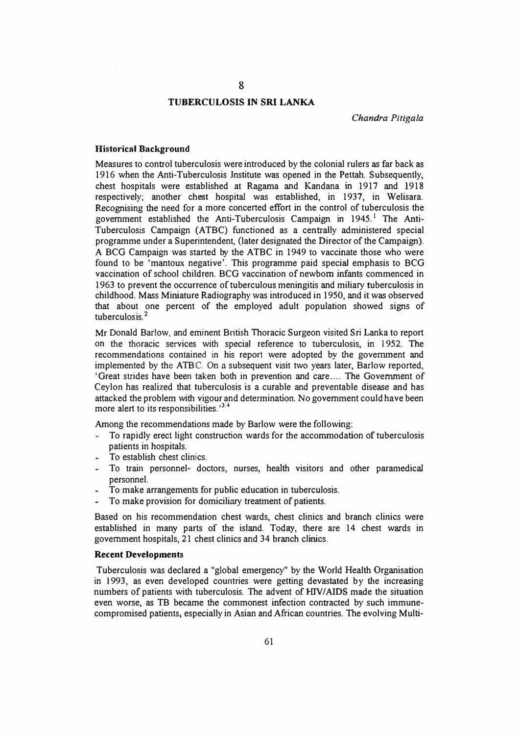# 8

## TUBERCULOSIS IN SRI LANKA

*Chandra Pitigala*

### Historical Background

Measures to control tuberculosis were introduced by the colonial rulers as far back as 1916 when the Anti-Tuberculosis Institute was opened in the Pettah. Subsequently, chest hospitals were established at Ragama and Kandana in 1917 and 1918 respectively; another chest hospital was established, in 1937, in Welisara. Recognising the need for a more concerted effort in the control of tuberculosis the government established the Anti-Tuberculosis Campaign in 1945.[1] The Anti-Tuberculosis Campaign (ATBC) functioned as a centrally administered special programme under a Superintendent, (later designated the Director of the Campaign). A BCG Campaign was started by the ATBC in 1949 to vaccinate those who were found to be 'mantoux negative'. This programme paid special emphasis to BCG vaccination of school children. BCG vaccination of newborn infants commenced in 1963 to prevent the occurrence of tuberculous meningitis and miliary tuberculosis in childhood. Mass Miniature Radiography was introduced in 1950, and it was observed that about one percent of the employed adult population showed signs of tuberculosis.[2]

Mr Donald Barlow, and eminent British Thoracic Surgeon visited Sri Lanka to report on the thoracic services with special reference to tuberculosis, in 1952. The recommendations contained in his report were adopted by the government and implemented by the ATBC. On a subsequent visit two years later, Barlow reported, 'Great strides have been taken both in prevention and care.... The Government of Ceylon has realized that tuberculosis is a curable and preventable disease and has attacked the problem with vigour and determination. No government could have been more alert to its responsibilities.'[3,4]

Among the recommendations made by Barlow were the following:

- To rapidly erect light construction wards for the accommodation of tuberculosis patients in hospitals.
- To establish chest clinics.
- To train personnel- doctors, nurses, health visitors and other paramedical personnel.
- To make arrangements for public education in tuberculosis.
- To make provision for domiciliary treatment of patients.

Based on his recommendation chest wards, chest clinics and branch clinics were established in many parts of the island. Today, there are 14 chest wards in government hospitals, 21 chest clinics and 34 branch clinics.

### Recent Developments

Tuberculosis was declared a "global emergency" by the World Health Organisation in 1993, as even developed countries were getting devastated by the increasing numbers of patients with tuberculosis. The advent of HIV/AIDS made the situation even worse, as TB became the commonest infection contracted by such immune-compromised patients, especially in Asian and African countries. The evolving Multi-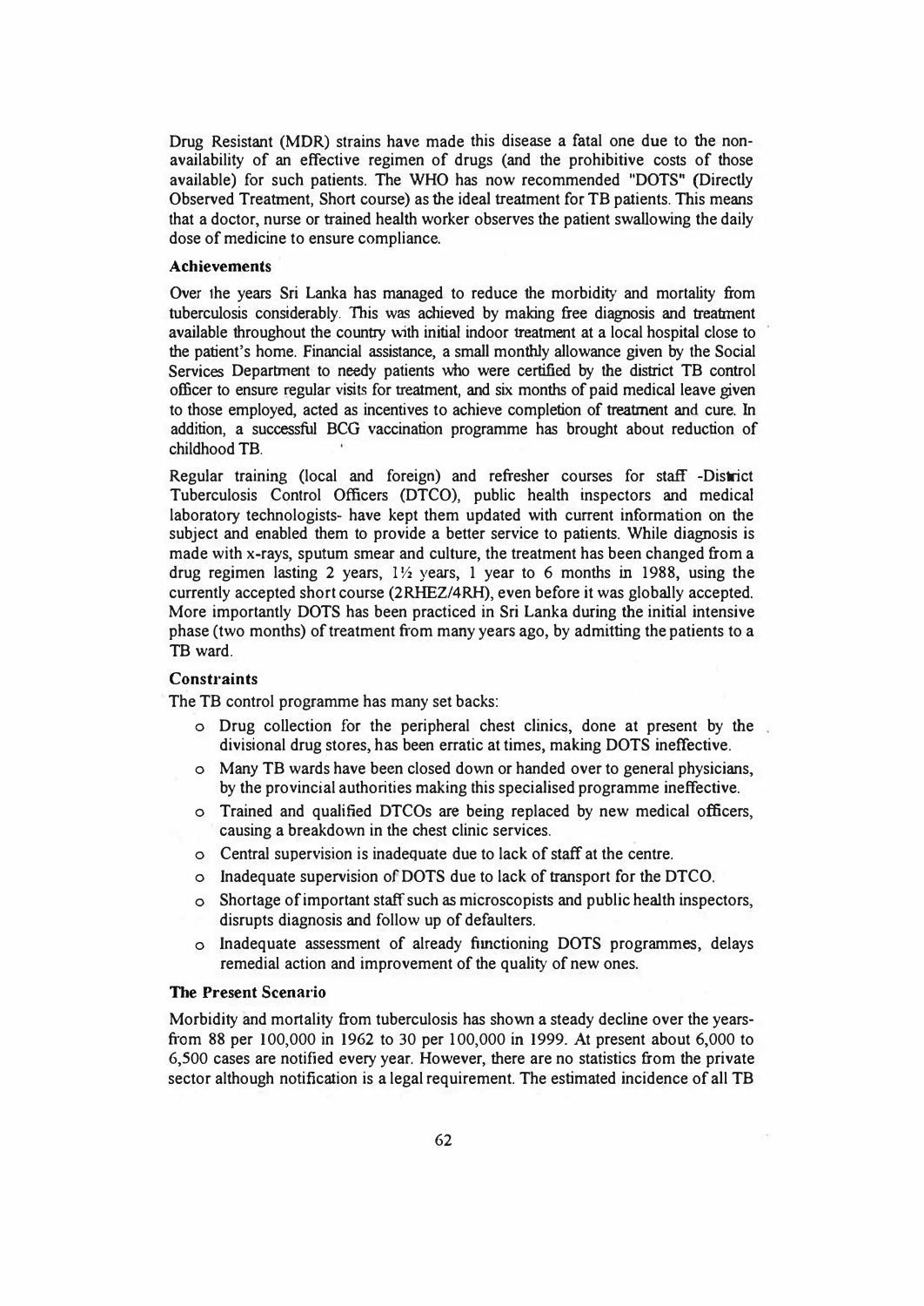Drug Resistant (MDR) strains have made this disease a fatal one due to the non-availability of an effective regimen of drugs (and the prohibitive costs of those available) for such patients. The WHO has now recommended "DOTS" (Directly Observed Treatment, Short course) as the ideal treatment for TB patients. This means that a doctor, nurse or trained health worker observes the patient swallowing the daily dose of medicine to ensure compliance.

### Achievements

Over the years Sri Lanka has managed to reduce the morbidity and mortality from tuberculosis considerably. This was achieved by making free diagnosis and treatment available throughout the country with initial indoor treatment at a local hospital close to the patient's home. Financial assistance, a small monthly allowance given by the Social Services Department to needy patients who were certified by the district TB control officer to ensure regular visits for treatment, and six months of paid medical leave given to those employed, acted as incentives to achieve completion of treatment and cure. In addition, a successful BCG vaccination programme has brought about reduction of childhood TB.

Regular training (local and foreign) and refresher courses for staff -District Tuberculosis Control Officers (DTCO), public health inspectors and medical laboratory technologists- have kept them updated with current information on the subject and enabled them to provide a better service to patients. While diagnosis is made with x-rays, sputum smear and culture, the treatment has been changed from a drug regimen lasting 2 years, 1½ years, 1 year to 6 months in 1988, using the currently accepted short course (2RHEZ/4RH), even before it was globally accepted. More importantly DOTS has been practiced in Sri Lanka during the initial intensive phase (two months) of treatment from many years ago, by admitting the patients to a TB ward.

### Constraints

The TB control programme has many set backs:

- Drug collection for the peripheral chest clinics, done at present by the divisional drug stores, has been erratic at times, making DOTS ineffective.
- Many TB wards have been closed down or handed over to general physicians, by the provincial authorities making this specialised programme ineffective.
- Trained and qualified DTCOs are being replaced by new medical officers, causing a breakdown in the chest clinic services.
- Central supervision is inadequate due to lack of staff at the centre.
- Inadequate supervision of DOTS due to lack of transport for the DTCO.
- Shortage of important staff such as microscopists and public health inspectors, disrupts diagnosis and follow up of defaulters.
- Inadequate assessment of already functioning DOTS programmes, delays remedial action and improvement of the quality of new ones.

### The Present Scenario

Morbidity and mortality from tuberculosis has shown a steady decline over the years-from 88 per 100,000 in 1962 to 30 per 100,000 in 1999. At present about 6,000 to 6,500 cases are notified every year. However, there are no statistics from the private sector although notification is a legal requirement. The estimated incidence of all TB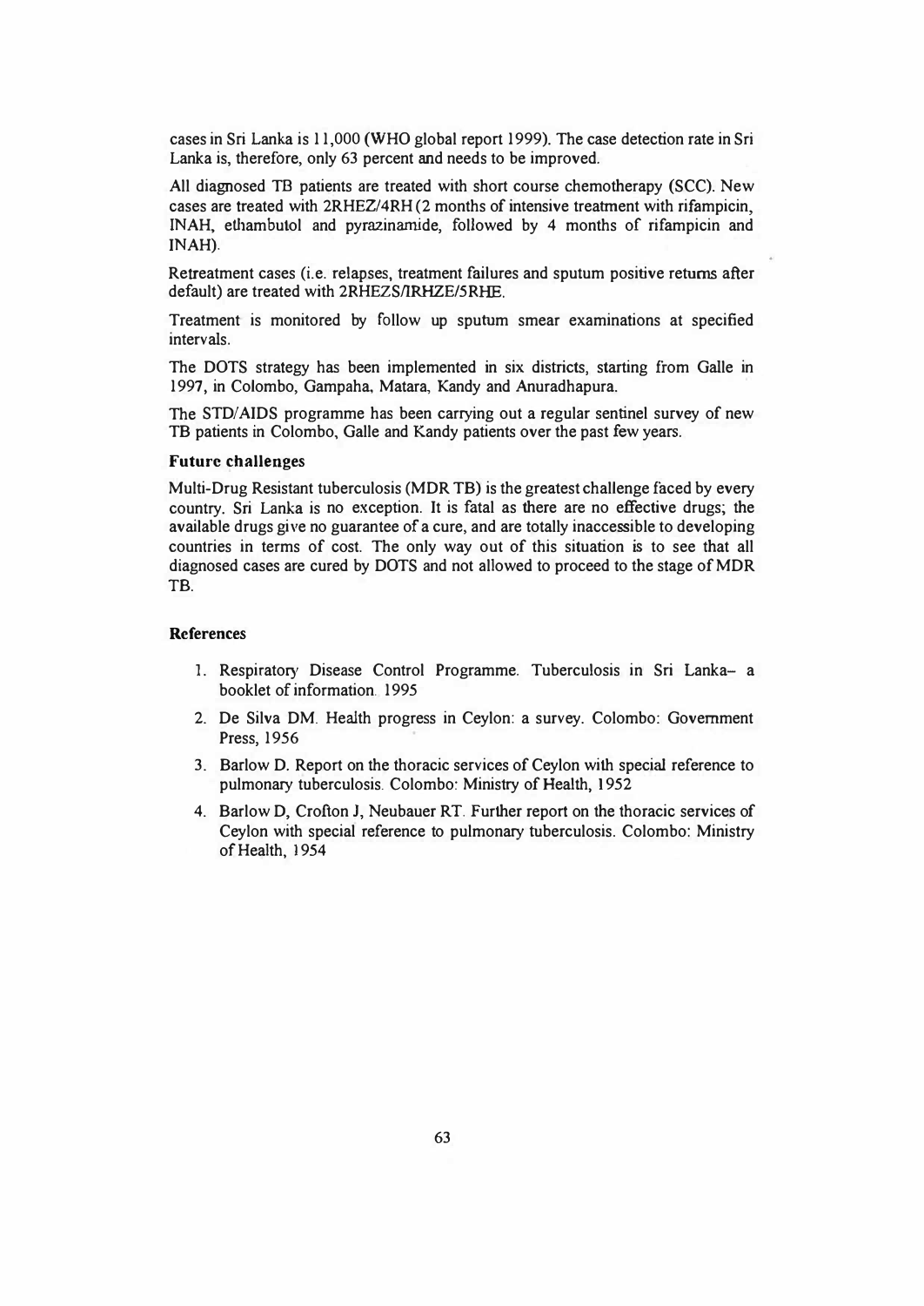cases in Sri Lanka is 11,000 (WHO global report 1999). The case detection rate in Sri Lanka is, therefore, only 63 percent and needs to be improved.

All diagnosed TB patients are treated with short course chemotherapy (SCC). New cases are treated with 2RHEZ/4RH (2 months of intensive treatment with rifampicin, INAH, ethambutol and pyrazinamide, followed by 4 months of rifampicin and INAH).

Retreatment cases (i.e. relapses, treatment failures and sputum positive returns after default) are treated with 2RHEZS/1RHZE/5RHE.

Treatment is monitored by follow up sputum smear examinations at specified intervals.

The DOTS strategy has been implemented in six districts, starting from Galle in 1997, in Colombo, Gampaha, Matara, Kandy and Anuradhapura.

The STD/AIDS programme has been carrying out a regular sentinel survey of new TB patients in Colombo, Galle and Kandy patients over the past few years.

### Future challenges

Multi-Drug Resistant tuberculosis (MDR TB) is the greatest challenge faced by every country. Sri Lanka is no exception. It is fatal as there are no effective drugs; the available drugs give no guarantee of a cure, and are totally inaccessible to developing countries in terms of cost. The only way out of this situation is to see that all diagnosed cases are cured by DOTS and not allowed to proceed to the stage of MDR TB.

### References

1. Respiratory Disease Control Programme. Tuberculosis in Sri Lanka– a booklet of information. 1995
2. De Silva DM. Health progress in Ceylon: a survey. Colombo: Government Press, 1956
3. Barlow D. Report on the thoracic services of Ceylon with special reference to pulmonary tuberculosis. Colombo: Ministry of Health, 1952
4. Barlow D, Crofton J, Neubauer RT. Further report on the thoracic services of Ceylon with special reference to pulmonary tuberculosis. Colombo: Ministry of Health, 1954